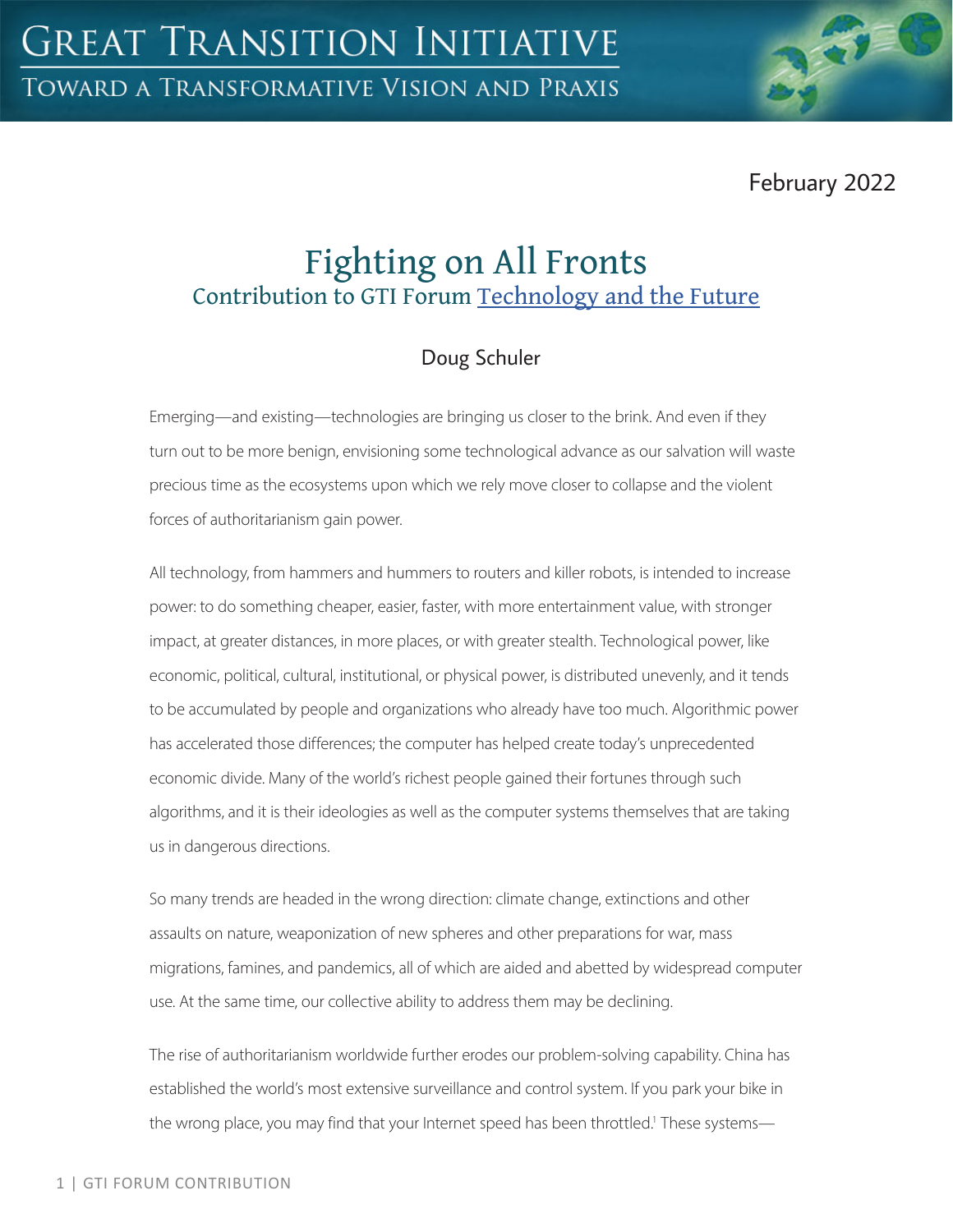February 2022

# Fighting on All Fronts

## Contribution to GTI Forum Technology and the Future

Doug Schuler

Emerging—and existing—technologies are bringing us closer to the brink. And even if they turn out to be more benign, envisioning some technological advance as our salvation will waste precious time as the ecosystems upon which we rely move closer to collapse and the violent forces of authoritarianism gain power.

All technology, from hammers and hummers to routers and killer robots, is intended to increase power: to do something cheaper, easier, faster, with more entertainment value, with stronger impact, at greater distances, in more places, or with greater stealth. Technological power, like economic, political, cultural, institutional, or physical power, is distributed unevenly, and it tends to be accumulated by people and organizations who already have too much. Algorithmic power has accelerated those differences; the computer has helped create today's unprecedented economic divide. Many of the world's richest people gained their fortunes through such algorithms, and it is their ideologies as well as the computer systems themselves that are taking us in dangerous directions.

So many trends are headed in the wrong direction: climate change, extinctions and other assaults on nature, weaponization of new spheres and other preparations for war, mass migrations, famines, and pandemics, all of which are aided and abetted by widespread computer use. At the same time, our collective ability to address them may be declining.

The rise of authoritarianism worldwide further erodes our problem-solving capability. China has established the world's most extensive surveillance and control system. If you park your bike in the wrong place, you may find that your Internet speed has been throttled.[1] These systems—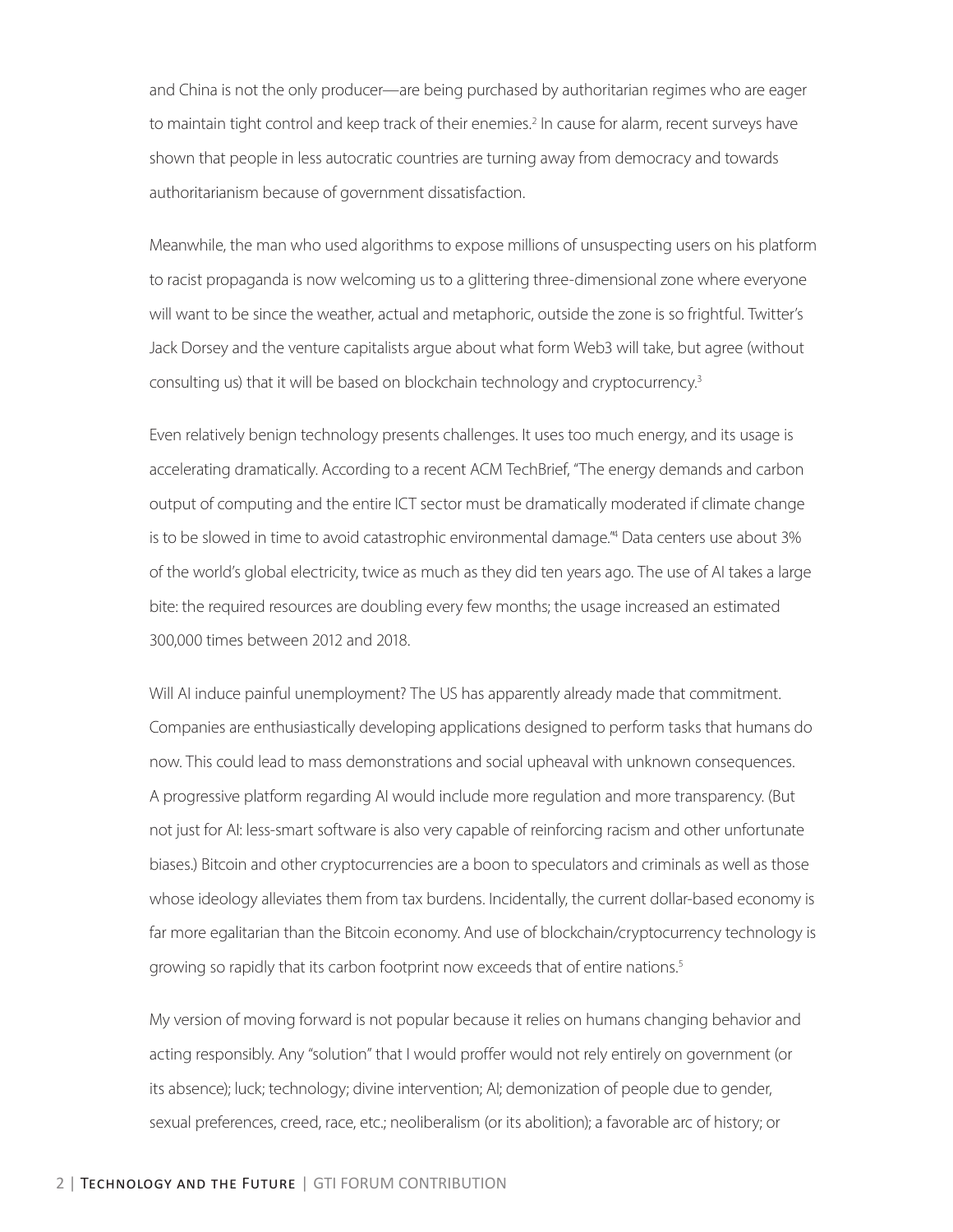and China is not the only producer—are being purchased by authoritarian regimes who are eager to maintain tight control and keep track of their enemies.[2] In cause for alarm, recent surveys have shown that people in less autocratic countries are turning away from democracy and towards authoritarianism because of government dissatisfaction.

Meanwhile, the man who used algorithms to expose millions of unsuspecting users on his platform to racist propaganda is now welcoming us to a glittering three-dimensional zone where everyone will want to be since the weather, actual and metaphoric, outside the zone is so frightful. Twitter's Jack Dorsey and the venture capitalists argue about what form Web3 will take, but agree (without consulting us) that it will be based on blockchain technology and cryptocurrency.[3]

Even relatively benign technology presents challenges. It uses too much energy, and its usage is accelerating dramatically. According to a recent ACM TechBrief, "The energy demands and carbon output of computing and the entire ICT sector must be dramatically moderated if climate change is to be slowed in time to avoid catastrophic environmental damage."[4] Data centers use about 3% of the world's global electricity, twice as much as they did ten years ago. The use of AI takes a large bite: the required resources are doubling every few months; the usage increased an estimated 300,000 times between 2012 and 2018.

Will AI induce painful unemployment? The US has apparently already made that commitment. Companies are enthusiastically developing applications designed to perform tasks that humans do now. This could lead to mass demonstrations and social upheaval with unknown consequences. A progressive platform regarding AI would include more regulation and more transparency. (But not just for AI: less-smart software is also very capable of reinforcing racism and other unfortunate biases.) Bitcoin and other cryptocurrencies are a boon to speculators and criminals as well as those whose ideology alleviates them from tax burdens. Incidentally, the current dollar-based economy is far more egalitarian than the Bitcoin economy. And use of blockchain/cryptocurrency technology is growing so rapidly that its carbon footprint now exceeds that of entire nations.[5]

My version of moving forward is not popular because it relies on humans changing behavior and acting responsibly. Any "solution" that I would proffer would not rely entirely on government (or its absence); luck; technology; divine intervention; AI; demonization of people due to gender, sexual preferences, creed, race, etc.; neoliberalism (or its abolition); a favorable arc of history; or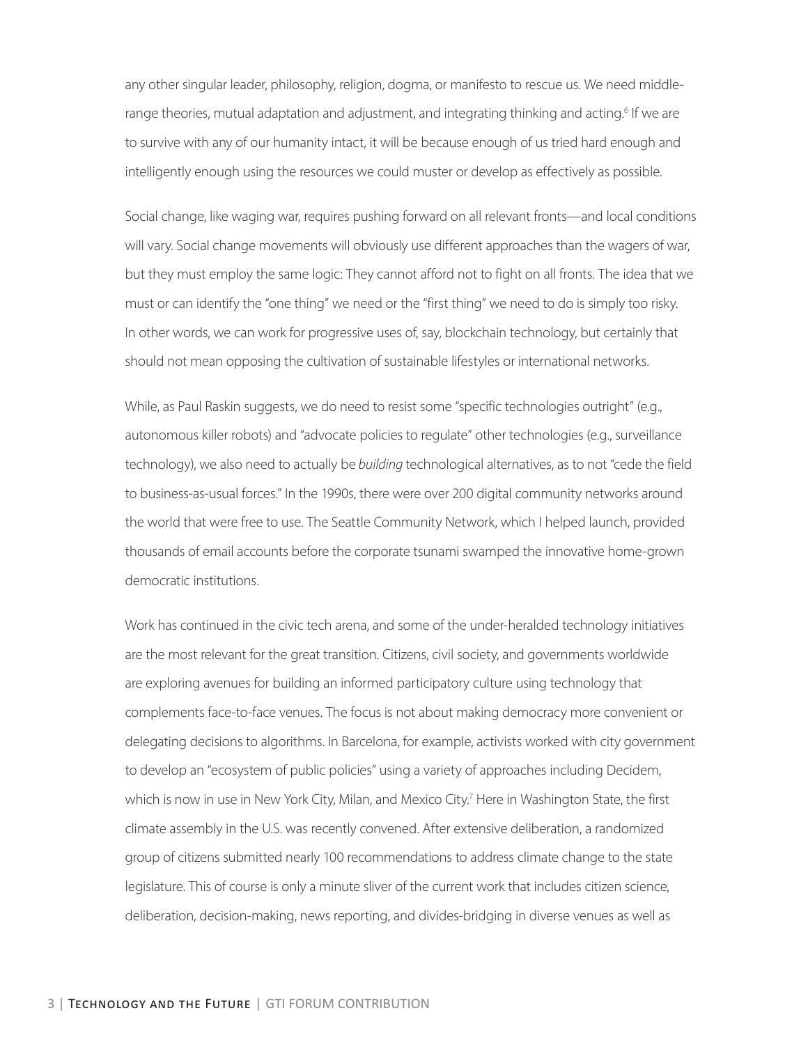any other singular leader, philosophy, religion, dogma, or manifesto to rescue us. We need middle-range theories, mutual adaptation and adjustment, and integrating thinking and acting.[6] If we are to survive with any of our humanity intact, it will be because enough of us tried hard enough and intelligently enough using the resources we could muster or develop as effectively as possible.

Social change, like waging war, requires pushing forward on all relevant fronts—and local conditions will vary. Social change movements will obviously use different approaches than the wagers of war, but they must employ the same logic: They cannot afford not to fight on all fronts. The idea that we must or can identify the "one thing" we need or the "first thing" we need to do is simply too risky. In other words, we can work for progressive uses of, say, blockchain technology, but certainly that should not mean opposing the cultivation of sustainable lifestyles or international networks.

While, as Paul Raskin suggests, we do need to resist some "specific technologies outright" (e.g., autonomous killer robots) and "advocate policies to regulate" other technologies (e.g., surveillance technology), we also need to actually be *building* technological alternatives, as to not "cede the field to business-as-usual forces." In the 1990s, there were over 200 digital community networks around the world that were free to use. The Seattle Community Network, which I helped launch, provided thousands of email accounts before the corporate tsunami swamped the innovative home-grown democratic institutions.

Work has continued in the civic tech arena, and some of the under-heralded technology initiatives are the most relevant for the great transition. Citizens, civil society, and governments worldwide are exploring avenues for building an informed participatory culture using technology that complements face-to-face venues. The focus is not about making democracy more convenient or delegating decisions to algorithms. In Barcelona, for example, activists worked with city government to develop an "ecosystem of public policies" using a variety of approaches including Decidem, which is now in use in New York City, Milan, and Mexico City.[7] Here in Washington State, the first climate assembly in the U.S. was recently convened. After extensive deliberation, a randomized group of citizens submitted nearly 100 recommendations to address climate change to the state legislature. This of course is only a minute sliver of the current work that includes citizen science, deliberation, decision-making, news reporting, and divides-bridging in diverse venues as well as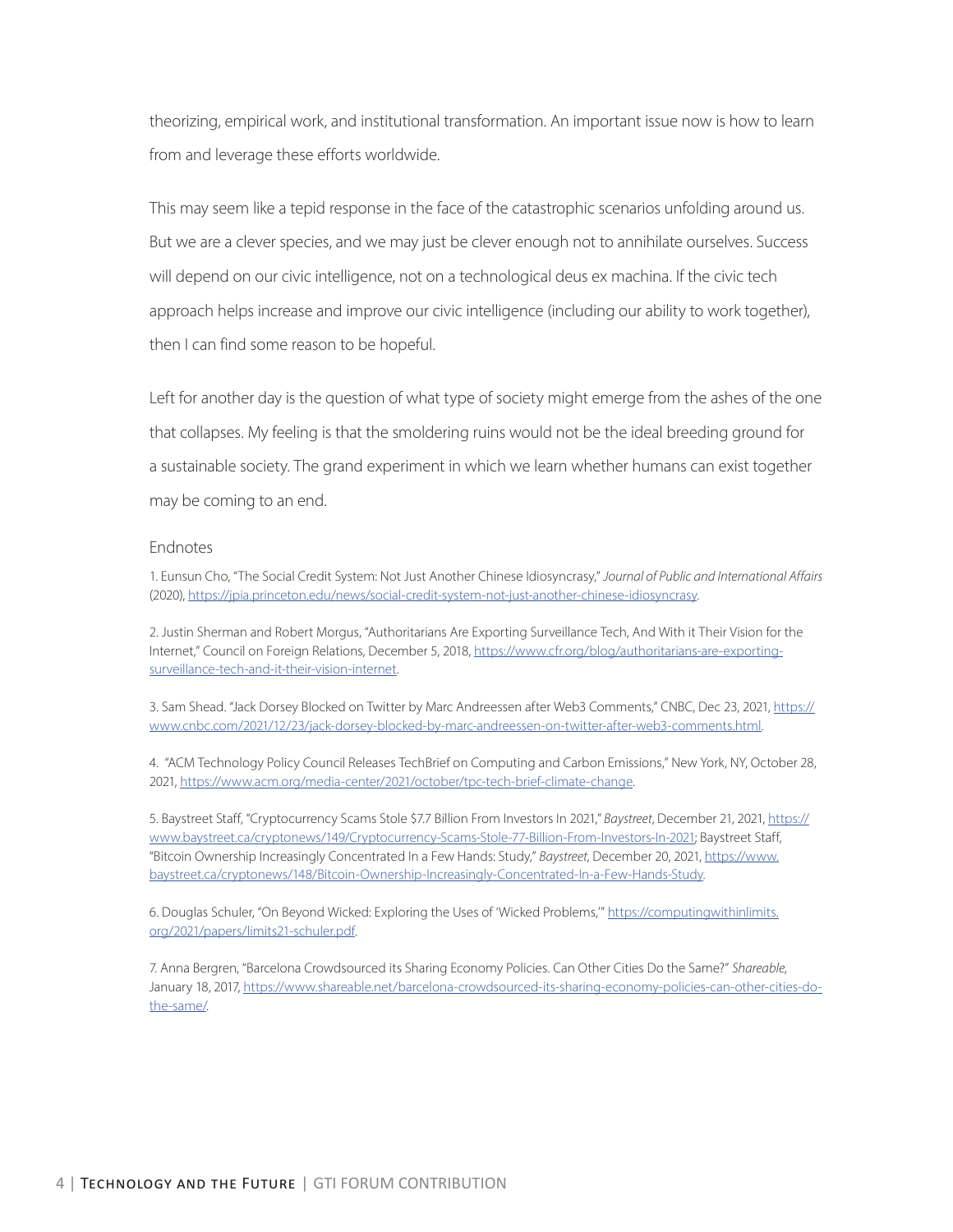theorizing, empirical work, and institutional transformation. An important issue now is how to learn from and leverage these efforts worldwide.

This may seem like a tepid response in the face of the catastrophic scenarios unfolding around us. But we are a clever species, and we may just be clever enough not to annihilate ourselves. Success will depend on our civic intelligence, not on a technological deus ex machina. If the civic tech approach helps increase and improve our civic intelligence (including our ability to work together), then I can find some reason to be hopeful.

Left for another day is the question of what type of society might emerge from the ashes of the one that collapses. My feeling is that the smoldering ruins would not be the ideal breeding ground for a sustainable society. The grand experiment in which we learn whether humans can exist together may be coming to an end.

## Endnotes

1. Eunsun Cho, "The Social Credit System: Not Just Another Chinese Idiosyncrasy," *Journal of Public and International Affairs* (2020), https://jpia.princeton.edu/news/social-credit-system-not-just-another-chinese-idiosyncrasy.

2. Justin Sherman and Robert Morgus, "Authoritarians Are Exporting Surveillance Tech, And With it Their Vision for the Internet," Council on Foreign Relations, December 5, 2018, https://www.cfr.org/blog/authoritarians-are-exporting-surveillance-tech-and-it-their-vision-internet.

3. Sam Shead. "Jack Dorsey Blocked on Twitter by Marc Andreessen after Web3 Comments," CNBC, Dec 23, 2021, https://www.cnbc.com/2021/12/23/jack-dorsey-blocked-by-marc-andreessen-on-twitter-after-web3-comments.html.

4. "ACM Technology Policy Council Releases TechBrief on Computing and Carbon Emissions," New York, NY, October 28, 2021, https://www.acm.org/media-center/2021/october/tpc-tech-brief-climate-change.

5. Baystreet Staff, "Cryptocurrency Scams Stole $7.7 Billion From Investors In 2021," *Baystreet*, December 21, 2021, https://www.baystreet.ca/cryptonews/149/Cryptocurrency-Scams-Stole-77-Billion-From-Investors-In-2021; Baystreet Staff, "Bitcoin Ownership Increasingly Concentrated In a Few Hands: Study," *Baystreet*, December 20, 2021, https://www.baystreet.ca/cryptonews/148/Bitcoin-Ownership-Increasingly-Concentrated-In-a-Few-Hands-Study.

6. Douglas Schuler, "On Beyond Wicked: Exploring the Uses of 'Wicked Problems,'" https://computingwithinlimits.org/2021/papers/limits21-schuler.pdf.

7. Anna Bergren, "Barcelona Crowdsourced its Sharing Economy Policies. Can Other Cities Do the Same?" *Shareable*, January 18, 2017, https://www.shareable.net/barcelona-crowdsourced-its-sharing-economy-policies-can-other-cities-do-the-same/.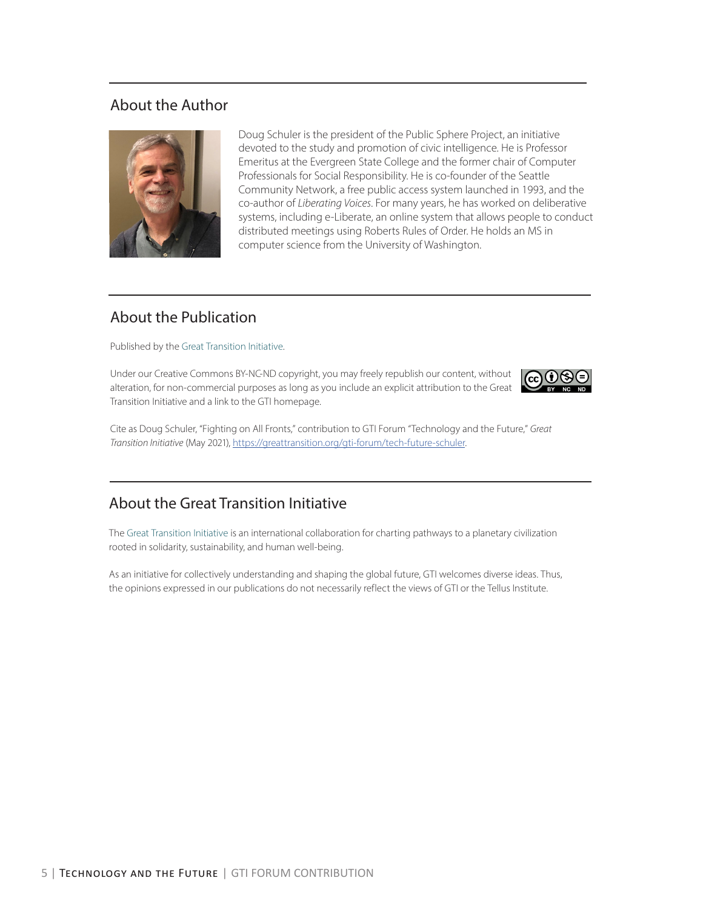## About the Author

Doug Schuler is the president of the Public Sphere Project, an initiative devoted to the study and promotion of civic intelligence. He is Professor Emeritus at the Evergreen State College and the former chair of Computer Professionals for Social Responsibility. He is co-founder of the Seattle Community Network, a free public access system launched in 1993, and the co-author of *Liberating Voices*. For many years, he has worked on deliberative systems, including e-Liberate, an online system that allows people to conduct distributed meetings using Roberts Rules of Order. He holds an MS in computer science from the University of Washington.

## About the Publication

Published by the Great Transition Initiative.

Under our Creative Commons BY-NC-ND copyright, you may freely republish our content, without alteration, for non-commercial purposes as long as you include an explicit attribution to the Great Transition Initiative and a link to the GTI homepage.

Cite as Doug Schuler, "Fighting on All Fronts," contribution to GTI Forum "Technology and the Future," *Great Transition Initiative* (May 2021), https://greattransition.org/gti-forum/tech-future-schuler.

## About the Great Transition Initiative

The Great Transition Initiative is an international collaboration for charting pathways to a planetary civilization rooted in solidarity, sustainability, and human well-being.

As an initiative for collectively understanding and shaping the global future, GTI welcomes diverse ideas. Thus, the opinions expressed in our publications do not necessarily reflect the views of GTI or the Tellus Institute.